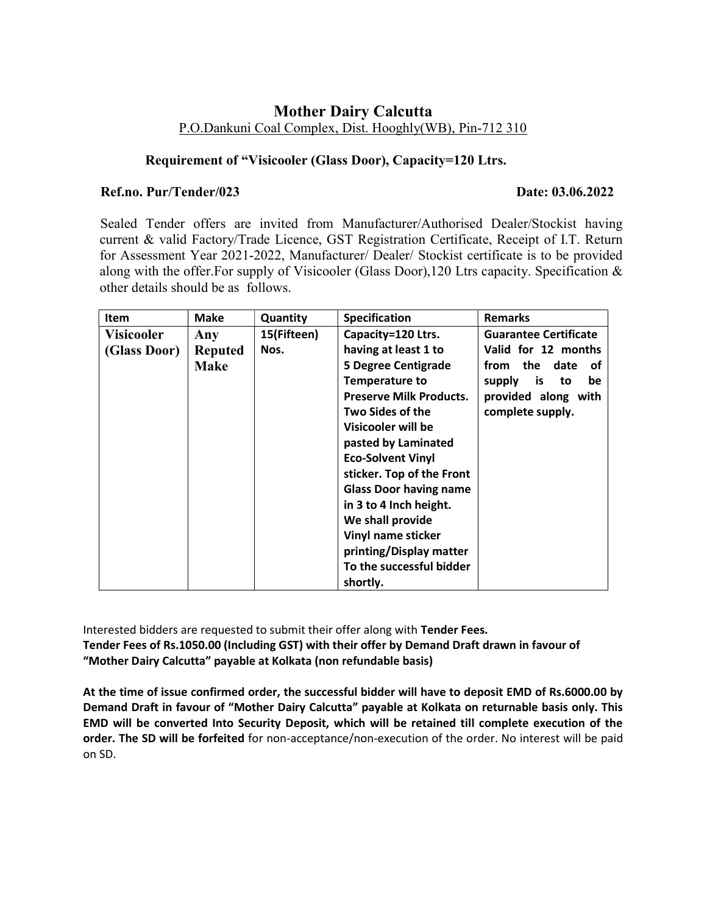# Mother Dairy Calcutta

P.O.Dankuni Coal Complex, Dist. Hooghly(WB), Pin-712 310

## Requirement of "Visicooler (Glass Door), Capacity=120 Ltrs.

**Ref.no. Pur/Tender/023** **Date: 03.06.2022**

Sealed Tender offers are invited from Manufacturer/Authorised Dealer/Stockist having current & valid Factory/Trade Licence, GST Registration Certificate, Receipt of I.T. Return for Assessment Year 2021-2022, Manufacturer/ Dealer/ Stockist certificate is to be provided along with the offer.For supply of Visicooler (Glass Door),120 Ltrs capacity. Specification & other details should be as follows.

| Item | Make | Quantity | Specification | Remarks |
|---|---|---|---|---|
| **Visicooler (Glass Door)** | **Any Reputed Make** | **15(Fifteen) Nos.** | **Capacity=120 Ltrs. having at least 1 to 5 Degree Centigrade Temperature to Preserve Milk Products. Two Sides of the Visicooler will be pasted by Laminated Eco-Solvent Vinyl sticker. Top of the Front Glass Door having name in 3 to 4 Inch height. We shall provide Vinyl name sticker printing/Display matter To the successful bidder shortly.** | **Guarantee Certificate Valid for 12 months from the date of supply is to be provided along with complete supply.** |

Interested bidders are requested to submit their offer along with **Tender Fees.**
**Tender Fees of Rs.1050.00 (Including GST) with their offer by Demand Draft drawn in favour of "Mother Dairy Calcutta" payable at Kolkata (non refundable basis)**

**At the time of issue confirmed order, the successful bidder will have to deposit EMD of Rs.6000.00 by Demand Draft in favour of "Mother Dairy Calcutta" payable at Kolkata on returnable basis only. This EMD will be converted Into Security Deposit, which will be retained till complete execution of the order. The SD will be forfeited** for non-acceptance/non-execution of the order. No interest will be paid on SD.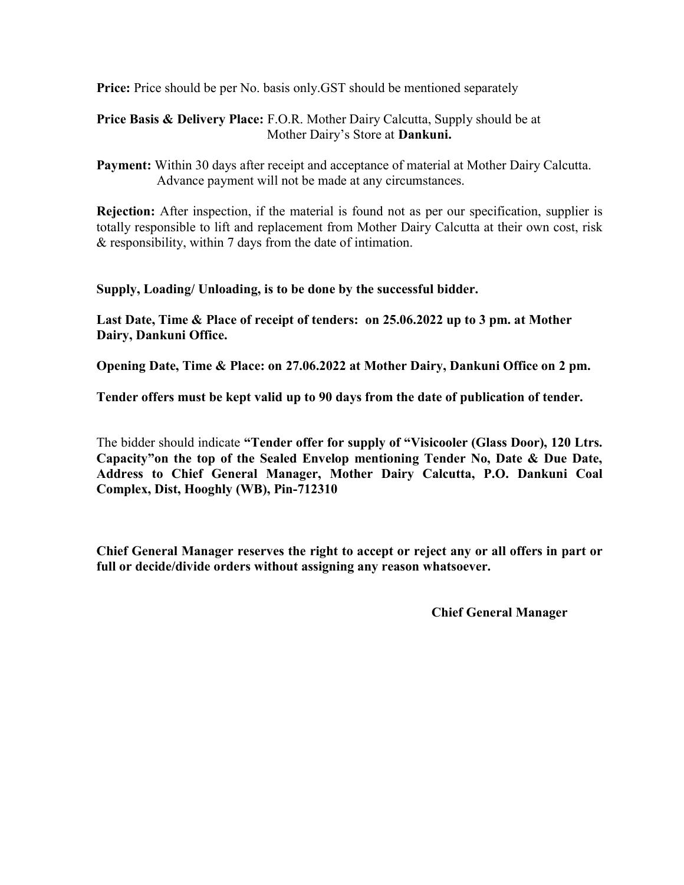**Price:** Price should be per No. basis only.GST should be mentioned separately

**Price Basis & Delivery Place:** F.O.R. Mother Dairy Calcutta, Supply should be at Mother Dairy's Store at **Dankuni.**

**Payment:** Within 30 days after receipt and acceptance of material at Mother Dairy Calcutta. Advance payment will not be made at any circumstances.

**Rejection:** After inspection, if the material is found not as per our specification, supplier is totally responsible to lift and replacement from Mother Dairy Calcutta at their own cost, risk & responsibility, within 7 days from the date of intimation.

**Supply, Loading/ Unloading, is to be done by the successful bidder.**

**Last Date, Time & Place of receipt of tenders: on 25.06.2022 up to 3 pm. at Mother Dairy, Dankuni Office.**

**Opening Date, Time & Place: on 27.06.2022 at Mother Dairy, Dankuni Office on 2 pm.**

**Tender offers must be kept valid up to 90 days from the date of publication of tender.**

The bidder should indicate **"Tender offer for supply of "Visicooler (Glass Door), 120 Ltrs. Capacity"on the top of the Sealed Envelop mentioning Tender No, Date & Due Date, Address to Chief General Manager, Mother Dairy Calcutta, P.O. Dankuni Coal Complex, Dist, Hooghly (WB), Pin-712310**

**Chief General Manager reserves the right to accept or reject any or all offers in part or full or decide/divide orders without assigning any reason whatsoever.**

**Chief General Manager**